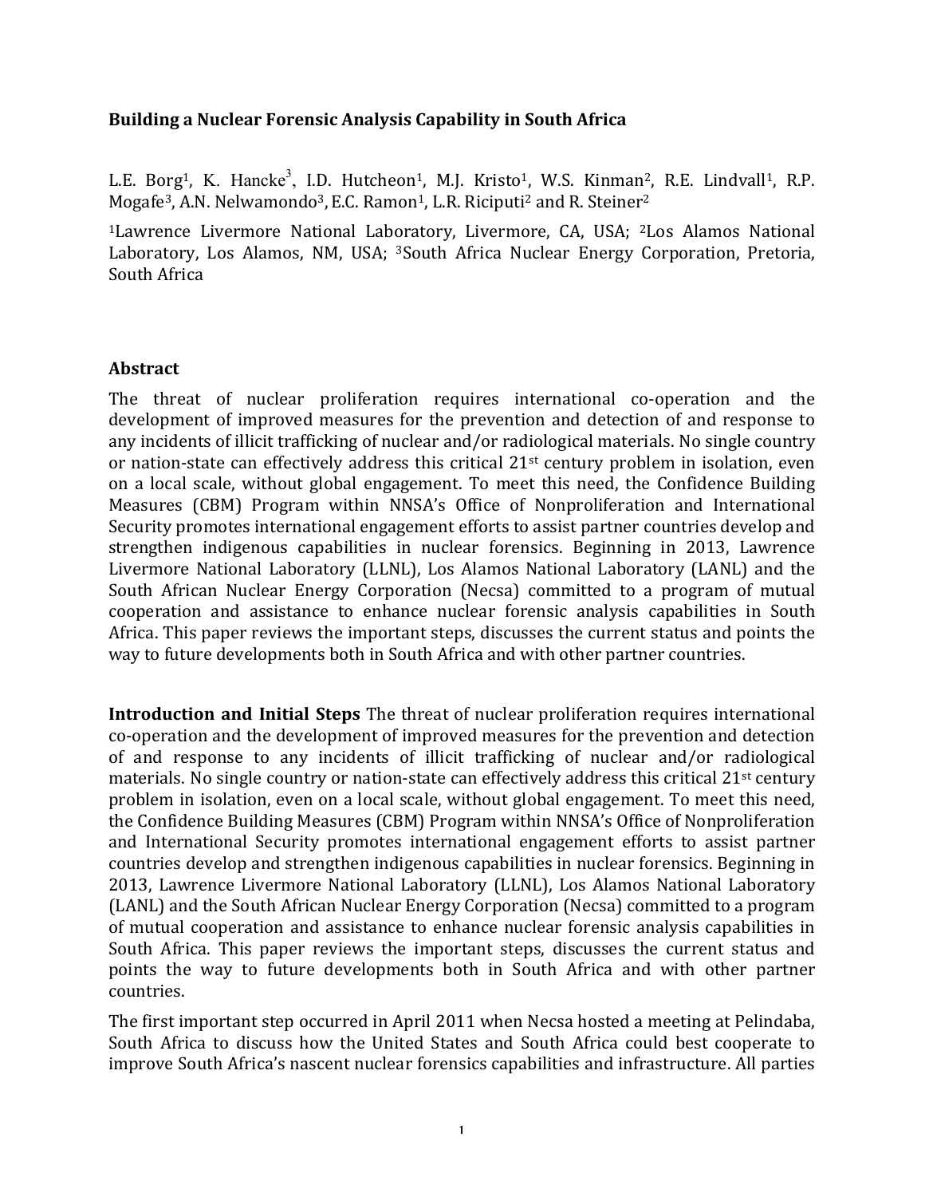# Building a Nuclear Forensic Analysis Capability in South Africa

L.E. Borg[1], K. Hancke[3], I.D. Hutcheon[1], M.J. Kristo[1], W.S. Kinman[2], R.E. Lindvall[1], R.P. Mogafe[3], A.N. Nelwamondo[3], E.C. Ramon[1], L.R. Riciputi[2] and R. Steiner[2]

[1]Lawrence Livermore National Laboratory, Livermore, CA, USA; [2]Los Alamos National Laboratory, Los Alamos, NM, USA; [3]South Africa Nuclear Energy Corporation, Pretoria, South Africa

## Abstract

The threat of nuclear proliferation requires international co-operation and the development of improved measures for the prevention and detection of and response to any incidents of illicit trafficking of nuclear and/or radiological materials. No single country or nation-state can effectively address this critical 21st century problem in isolation, even on a local scale, without global engagement. To meet this need, the Confidence Building Measures (CBM) Program within NNSA's Office of Nonproliferation and International Security promotes international engagement efforts to assist partner countries develop and strengthen indigenous capabilities in nuclear forensics. Beginning in 2013, Lawrence Livermore National Laboratory (LLNL), Los Alamos National Laboratory (LANL) and the South African Nuclear Energy Corporation (Necsa) committed to a program of mutual cooperation and assistance to enhance nuclear forensic analysis capabilities in South Africa. This paper reviews the important steps, discusses the current status and points the way to future developments both in South Africa and with other partner countries.

**Introduction and Initial Steps** The threat of nuclear proliferation requires international co-operation and the development of improved measures for the prevention and detection of and response to any incidents of illicit trafficking of nuclear and/or radiological materials. No single country or nation-state can effectively address this critical 21st century problem in isolation, even on a local scale, without global engagement. To meet this need, the Confidence Building Measures (CBM) Program within NNSA's Office of Nonproliferation and International Security promotes international engagement efforts to assist partner countries develop and strengthen indigenous capabilities in nuclear forensics. Beginning in 2013, Lawrence Livermore National Laboratory (LLNL), Los Alamos National Laboratory (LANL) and the South African Nuclear Energy Corporation (Necsa) committed to a program of mutual cooperation and assistance to enhance nuclear forensic analysis capabilities in South Africa. This paper reviews the important steps, discusses the current status and points the way to future developments both in South Africa and with other partner countries.

The first important step occurred in April 2011 when Necsa hosted a meeting at Pelindaba, South Africa to discuss how the United States and South Africa could best cooperate to improve South Africa's nascent nuclear forensics capabilities and infrastructure. All parties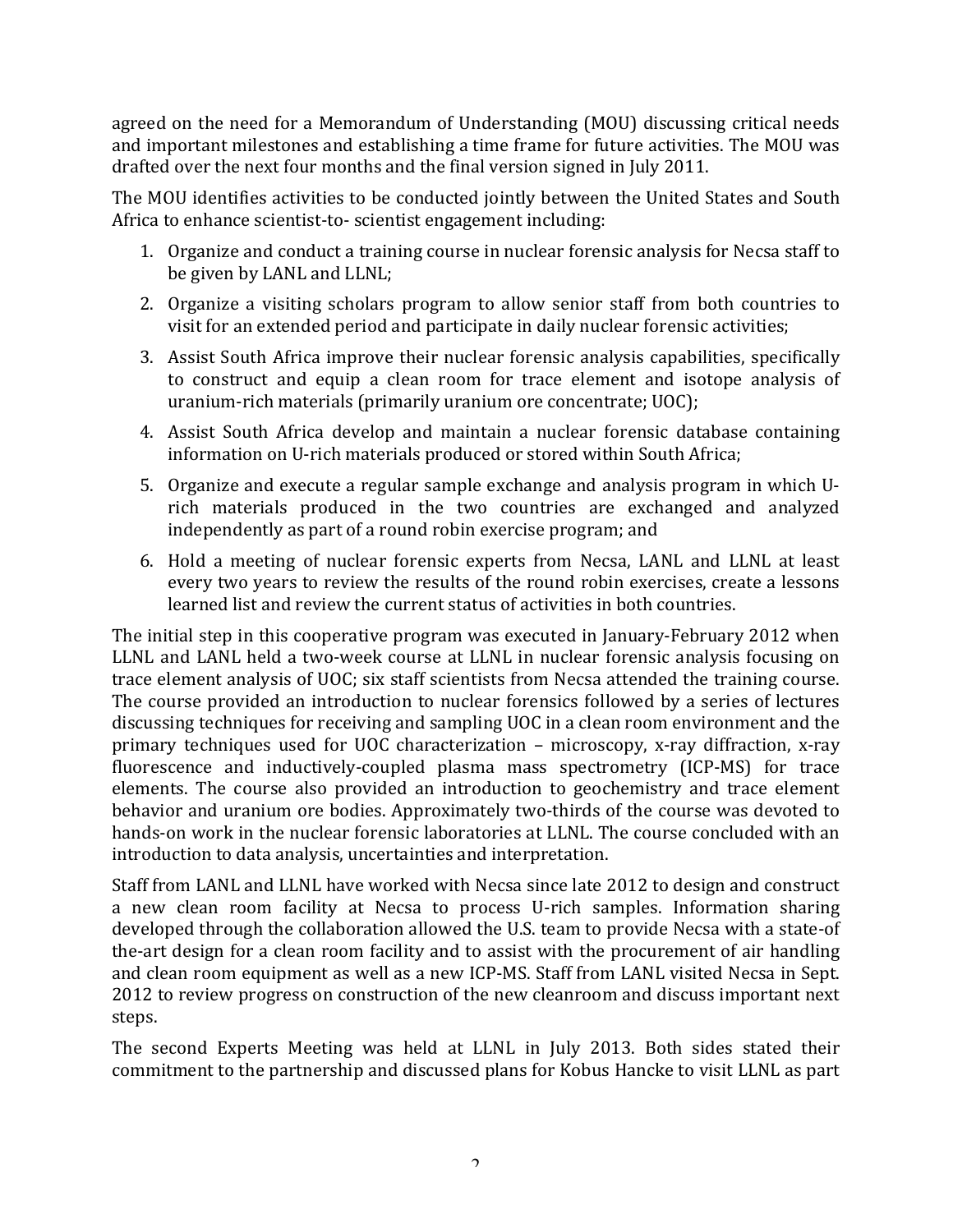agreed on the need for a Memorandum of Understanding (MOU) discussing critical needs and important milestones and establishing a time frame for future activities. The MOU was drafted over the next four months and the final version signed in July 2011.

The MOU identifies activities to be conducted jointly between the United States and South Africa to enhance scientist-to- scientist engagement including:

1. Organize and conduct a training course in nuclear forensic analysis for Necsa staff to be given by LANL and LLNL;
2. Organize a visiting scholars program to allow senior staff from both countries to visit for an extended period and participate in daily nuclear forensic activities;
3. Assist South Africa improve their nuclear forensic analysis capabilities, specifically to construct and equip a clean room for trace element and isotope analysis of uranium-rich materials (primarily uranium ore concentrate; UOC);
4. Assist South Africa develop and maintain a nuclear forensic database containing information on U-rich materials produced or stored within South Africa;
5. Organize and execute a regular sample exchange and analysis program in which U-rich materials produced in the two countries are exchanged and analyzed independently as part of a round robin exercise program; and
6. Hold a meeting of nuclear forensic experts from Necsa, LANL and LLNL at least every two years to review the results of the round robin exercises, create a lessons learned list and review the current status of activities in both countries.

The initial step in this cooperative program was executed in January-February 2012 when LLNL and LANL held a two-week course at LLNL in nuclear forensic analysis focusing on trace element analysis of UOC; six staff scientists from Necsa attended the training course. The course provided an introduction to nuclear forensics followed by a series of lectures discussing techniques for receiving and sampling UOC in a clean room environment and the primary techniques used for UOC characterization – microscopy, x-ray diffraction, x-ray fluorescence and inductively-coupled plasma mass spectrometry (ICP-MS) for trace elements. The course also provided an introduction to geochemistry and trace element behavior and uranium ore bodies. Approximately two-thirds of the course was devoted to hands-on work in the nuclear forensic laboratories at LLNL. The course concluded with an introduction to data analysis, uncertainties and interpretation.

Staff from LANL and LLNL have worked with Necsa since late 2012 to design and construct a new clean room facility at Necsa to process U-rich samples. Information sharing developed through the collaboration allowed the U.S. team to provide Necsa with a state-of the-art design for a clean room facility and to assist with the procurement of air handling and clean room equipment as well as a new ICP-MS. Staff from LANL visited Necsa in Sept. 2012 to review progress on construction of the new cleanroom and discuss important next steps.

The second Experts Meeting was held at LLNL in July 2013. Both sides stated their commitment to the partnership and discussed plans for Kobus Hancke to visit LLNL as part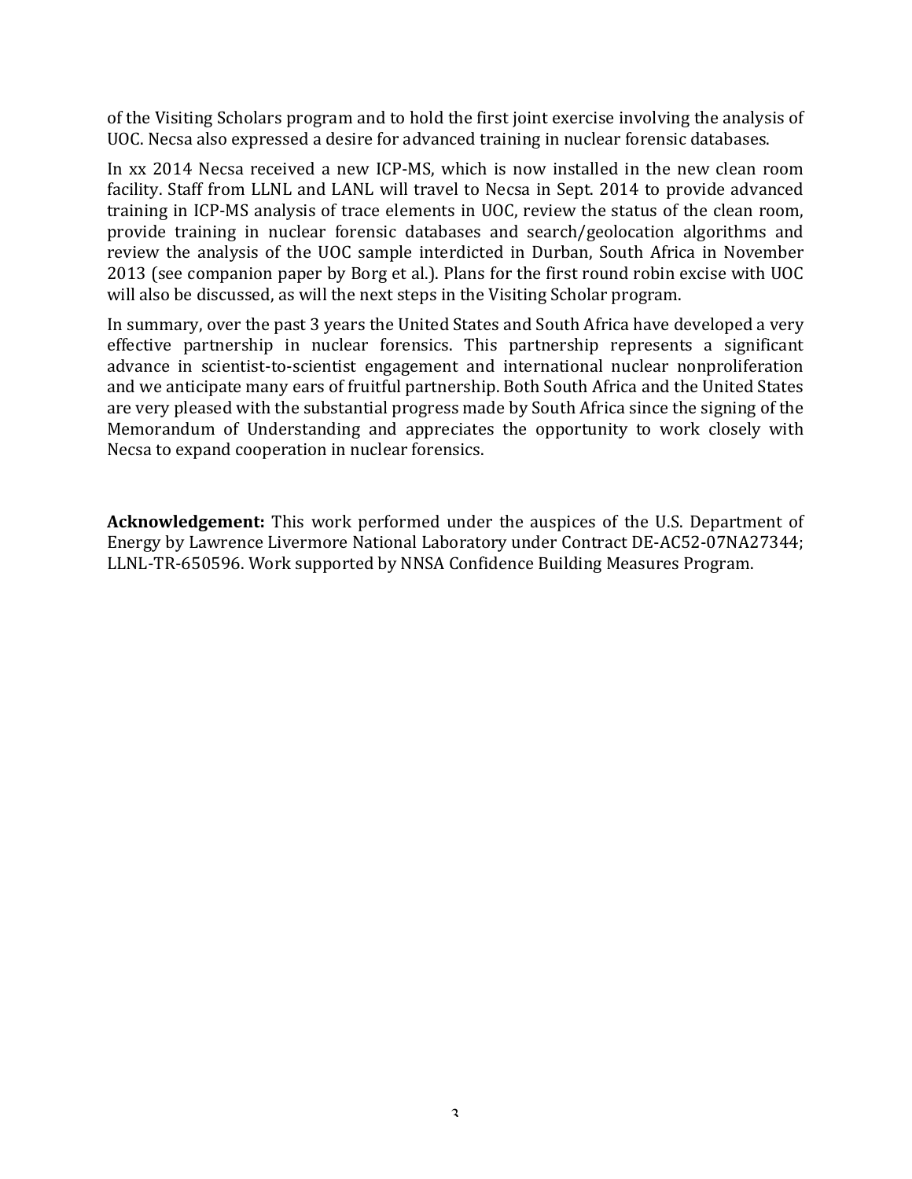of the Visiting Scholars program and to hold the first joint exercise involving the analysis of UOC. Necsa also expressed a desire for advanced training in nuclear forensic databases.

In xx 2014 Necsa received a new ICP-MS, which is now installed in the new clean room facility. Staff from LLNL and LANL will travel to Necsa in Sept. 2014 to provide advanced training in ICP-MS analysis of trace elements in UOC, review the status of the clean room, provide training in nuclear forensic databases and search/geolocation algorithms and review the analysis of the UOC sample interdicted in Durban, South Africa in November 2013 (see companion paper by Borg et al.). Plans for the first round robin excise with UOC will also be discussed, as will the next steps in the Visiting Scholar program.

In summary, over the past 3 years the United States and South Africa have developed a very effective partnership in nuclear forensics. This partnership represents a significant advance in scientist-to-scientist engagement and international nuclear nonproliferation and we anticipate many ears of fruitful partnership. Both South Africa and the United States are very pleased with the substantial progress made by South Africa since the signing of the Memorandum of Understanding and appreciates the opportunity to work closely with Necsa to expand cooperation in nuclear forensics.

**Acknowledgement:** This work performed under the auspices of the U.S. Department of Energy by Lawrence Livermore National Laboratory under Contract DE-AC52-07NA27344; LLNL-TR-650596. Work supported by NNSA Confidence Building Measures Program.